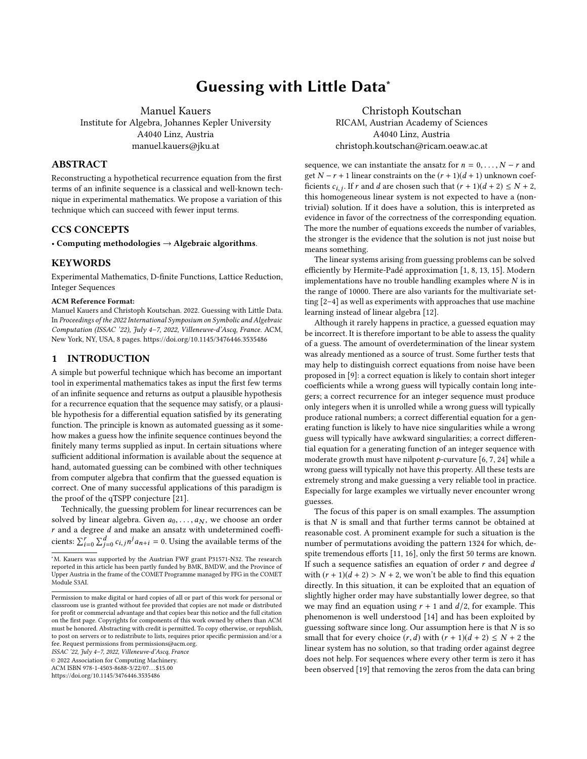# Guessing with Little Data*

Manuel Kauers
Institute for Algebra, Johannes Kepler University
A4040 Linz, Austria
manuel.kauers@jku.at

Christoph Koutschan
RICAM, Austrian Academy of Sciences
A4040 Linz, Austria
christoph.koutschan@ricam.oeaw.ac.at

## ABSTRACT

Reconstructing a hypothetical recurrence equation from the first terms of an infinite sequence is a classical and well-known technique in experimental mathematics. We propose a variation of this technique which can succeed with fewer input terms.

## CCS CONCEPTS

• **Computing methodologies → Algebraic algorithms**.

## KEYWORDS

Experimental Mathematics, D-finite Functions, Lattice Reduction, Integer Sequences

**ACM Reference Format:**
Manuel Kauers and Christoph Koutschan. 2022. Guessing with Little Data. In *Proceedings of the 2022 International Symposium on Symbolic and Algebraic Computation (ISSAC '22), July 4–7, 2022, Villeneuve-d'Ascq, France.* ACM, New York, NY, USA, 8 pages. https://doi.org/10.1145/3476446.3535486

## 1 INTRODUCTION

A simple but powerful technique which has become an important tool in experimental mathematics takes as input the first few terms of an infinite sequence and returns as output a plausible hypothesis for a recurrence equation that the sequence may satisfy, or a plausible hypothesis for a differential equation satisfied by its generating function. The principle is known as automated guessing as it somehow makes a guess how the infinite sequence continues beyond the finitely many terms supplied as input. In certain situations where sufficient additional information is available about the sequence at hand, automated guessing can be combined with other techniques from computer algebra that confirm that the guessed equation is correct. One of many successful applications of this paradigm is the proof of the qTSPP conjecture [21].

Technically, the guessing problem for linear recurrences can be solved by linear algebra. Given $a_0, \dots, a_N$, we choose an order $r$ and a degree $d$ and make an ansatz with undetermined coefficients: $\sum_{i=0}^{r} \sum_{j=0}^{d} c_{i,j} n^j a_{n+i} = 0$. Using the available terms of the sequence, we can instantiate the ansatz for $n = 0, \dots, N - r$ and get $N - r + 1$ linear constraints on the $(r + 1)(d + 1)$ unknown coefficients $c_{i,j}$. If $r$ and $d$ are chosen such that $(r + 1)(d + 2) \leq N + 2$, this homogeneous linear system is not expected to have a (non-trivial) solution. If it does have a solution, this is interpreted as evidence in favor of the correctness of the corresponding equation. The more the number of equations exceeds the number of variables, the stronger is the evidence that the solution is not just noise but means something.

The linear systems arising from guessing problems can be solved efficiently by Hermite-Padé approximation [1, 8, 13, 15]. Modern implementations have no trouble handling examples where $N$ is in the range of 10000. There are also variants for the multivariate setting [2–4] as well as experiments with approaches that use machine learning instead of linear algebra [12].

Although it rarely happens in practice, a guessed equation may be incorrect. It is therefore important to be able to assess the quality of a guess. The amount of overdetermination of the linear system was already mentioned as a source of trust. Some further tests that may help to distinguish correct equations from noise have been proposed in [9]: a correct equation is likely to contain short integer coefficients while a wrong guess will typically contain long integers; a correct recurrence for an integer sequence must produce only integers when it is unrolled while a wrong guess will typically produce rational numbers; a correct differential equation for a generating function is likely to have nice singularities while a wrong guess will typically have awkward singularities; a correct differential equation for a generating function of an integer sequence with moderate growth must have nilpotent $p$-curvature [6, 7, 24] while a wrong guess will typically not have this property. All these tests are extremely strong and make guessing a very reliable tool in practice. Especially for large examples we virtually never encounter wrong guesses.

The focus of this paper is on small examples. The assumption is that $N$ is small and that further terms cannot be obtained at reasonable cost. A prominent example for such a situation is the number of permutations avoiding the pattern 1324 for which, despite tremendous efforts [11, 16], only the first 50 terms are known. If such a sequence satisfies an equation of order $r$ and degree $d$ with $(r + 1)(d + 2) > N + 2$, we won't be able to find this equation directly. In this situation, it can be exploited that an equation of slightly higher order may have substantially lower degree, so that we may find an equation using $r + 1$ and $d/2$, for example. This phenomenon is well understood [14] and has been exploited by guessing software since long. Our assumption here is that $N$ is so small that for every choice $(r, d)$ with $(r + 1)(d + 2) \leq N + 2$ the linear system has no solution, so that trading order against degree does not help. For sequences where every other term is zero it has been observed [19] that removing the zeros from the data can bring

---

*M. Kauers was supported by the Austrian FWF grant P31571-N32. The research reported in this article has been partly funded by BMK, BMDW, and the Province of Upper Austria in the frame of the COMET Programme managed by FFG in the COMET Module S3AI.

Permission to make digital or hard copies of all or part of this work for personal or classroom use is granted without fee provided that copies are not made or distributed for profit or commercial advantage and that copies bear this notice and the full citation on the first page. Copyrights for components of this work owned by others than ACM must be honored. Abstracting with credit is permitted. To copy otherwise, or republish, to post on servers or to redistribute to lists, requires prior specific permission and/or a fee. Request permissions from permissions@acm.org.
*ISSAC '22, July 4–7, 2022, Villeneuve-d'Ascq, France*
© 2022 Association for Computing Machinery.
ACM ISBN 978-1-4503-8688-3/22/07…$15.00
https://doi.org/10.1145/3476446.3535486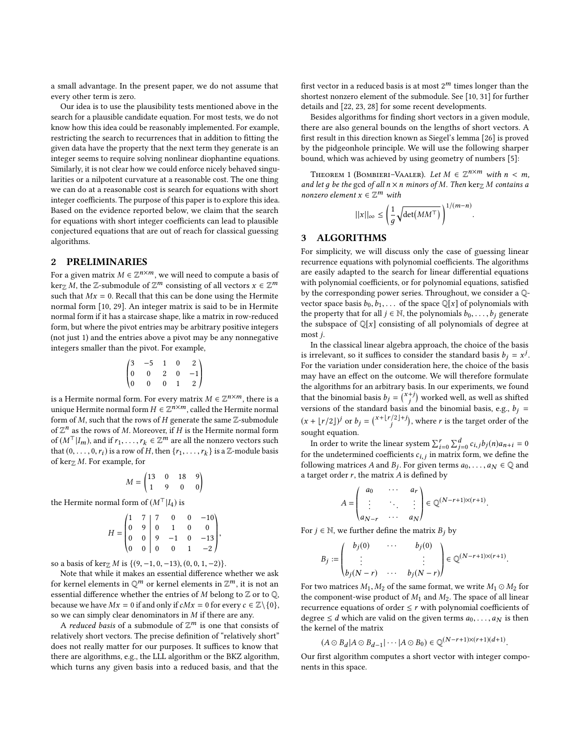a small advantage. In the present paper, we do not assume that every other term is zero.

Our idea is to use the plausibility tests mentioned above in the search for a plausible candidate equation. For most tests, we do not know how this idea could be reasonably implemented. For example, restricting the search to recurrences that in addition to fitting the given data have the property that the next term they generate is an integer seems to require solving nonlinear diophantine equations. Similarly, it is not clear how we could enforce nicely behaved singularities or a nilpotent curvature at a reasonable cost. The one thing we can do at a reasonable cost is search for equations with short integer coefficients. The purpose of this paper is to explore this idea. Based on the evidence reported below, we claim that the search for equations with short integer coefficients can lead to plausible conjectured equations that are out of reach for classical guessing algorithms.

## 2 PRELIMINARIES

For a given matrix $M \in \mathbb{Z}^{n\times m}$, we will need to compute a basis of $\ker_{\mathbb{Z}} M$, the $\mathbb{Z}$-submodule of $\mathbb{Z}^m$ consisting of all vectors $x \in \mathbb{Z}^m$ such that $Mx = 0$. Recall that this can be done using the Hermite normal form [10, 29]. An integer matrix is said to be in Hermite normal form if it has a staircase shape, like a matrix in row-reduced form, but where the pivot entries may be arbitrary positive integers (not just 1) and the entries above a pivot may be any nonnegative integers smaller than the pivot. For example,

$$\begin{pmatrix} 3 & -5 & 1 & 0 & 2 \\ 0 & 0 & 2 & 0 & -1 \\ 0 & 0 & 0 & 1 & 2 \end{pmatrix}$$

is a Hermite normal form. For every matrix $M \in \mathbb{Z}^{n\times m}$, there is a unique Hermite normal form $H \in \mathbb{Z}^{n\times m}$, called the Hermite normal form of $M$, such that the rows of $H$ generate the same $\mathbb{Z}$-submodule of $\mathbb{Z}^n$ as the rows of $M$. Moreover, if $H$ is the Hermite normal form of $(M^\top | I_m)$, and if $r_1, \dots, r_k \in \mathbb{Z}^m$ are all the nonzero vectors such that $(0, \dots, 0, r_i)$ is a row of $H$, then $\{r_1, \dots, r_k\}$ is a $\mathbb{Z}$-module basis of $\ker_{\mathbb{Z}} M$. For example, for

$$M = \begin{pmatrix} 13 & 0 & 18 & 9 \\ 1 & 9 & 0 & 0 \end{pmatrix}$$

the Hermite normal form of $(M^\top | I_4)$ is

$$H = \left(\begin{array}{cc|cccc} 1 & 7 & 7 & 0 & 0 & -10 \\ 0 & 9 & 0 & 1 & 0 & 0 \\ 0 & 0 & 9 & -1 & 0 & -13 \\ 0 & 0 & 0 & 0 & 1 & -2 \end{array}\right),$$

so a basis of $\ker_{\mathbb{Z}} M$ is $\{(9, -1, 0, -13), (0, 0, 1, -2)\}$.

Note that while it makes an essential difference whether we ask for kernel elements in $\mathbb{Q}^m$ or kernel elements in $\mathbb{Z}^m$, it is not an essential difference whether the entries of $M$ belong to $\mathbb{Z}$ or to $\mathbb{Q}$, because we have $Mx = 0$ if and only if $cMx = 0$ for every $c \in \mathbb{Z}\setminus\{0\}$, so we can simply clear denominators in $M$ if there are any.

A *reduced basis* of a submodule of $\mathbb{Z}^m$ is one that consists of relatively short vectors. The precise definition of "relatively short" does not really matter for our purposes. It suffices to know that there are algorithms, e.g., the LLL algorithm or the BKZ algorithm, which turns any given basis into a reduced basis, and that the first vector in a reduced basis is at most $2^m$ times longer than the shortest nonzero element of the submodule. See [10, 31] for further details and [22, 23, 28] for some recent developments.

Besides algorithms for finding short vectors in a given module, there are also general bounds on the lengths of short vectors. A first result in this direction known as Siegel's lemma [26] is proved by the pidgeonhole principle. We will use the following sharper bound, which was achieved by using geometry of numbers [5]:

Theorem 1 (Bombieri–Vaaler). *Let $M \in \mathbb{Z}^{n\times m}$ with $n < m$, and let $g$ be the* gcd *of all $n \times n$ minors of $M$. Then $\ker_{\mathbb{Z}} M$ contains a nonzero element $x \in \mathbb{Z}^m$ with*

$$||x||_\infty \le \left(\frac{1}{g}\sqrt{\det(MM^\top)}\right)^{1/(m-n)}.$$

## 3 ALGORITHMS

For simplicity, we will discuss only the case of guessing linear recurrence equations with polynomial coefficients. The algorithms are easily adapted to the search for linear differential equations with polynomial coefficients, or for polynomial equations, satisfied by the corresponding power series. Throughout, we consider a $\mathbb{Q}$-vector space basis $b_0, b_1, \dots$ of the space $\mathbb{Q}[x]$ of polynomials with the property that for all $j \in \mathbb{N}$, the polynomials $b_0, \dots, b_j$ generate the subspace of $\mathbb{Q}[x]$ consisting of all polynomials of degree at most $j$.

In the classical linear algebra approach, the choice of the basis is irrelevant, so it suffices to consider the standard basis $b_j = x^j$. For the variation under consideration here, the choice of the basis may have an effect on the outcome. We will therefore formulate the algorithms for an arbitrary basis. In our experiments, we found that the binomial basis $b_j = \binom{x+j}{j}$ worked well, as well as shifted versions of the standard basis and the binomial basis, e.g., $b_j = (x + \lfloor r/2 \rfloor)^j$ or $b_j = \binom{x+\lfloor r/2\rfloor+j}{j}$, where $r$ is the target order of the sought equation.

In order to write the linear system $\sum_{i=0}^{r}\sum_{j=0}^{d} c_{i,j} b_j(n) a_{n+i} = 0$ for the undetermined coefficients $c_{i,j}$ in matrix form, we define the following matrices $A$ and $B_j$. For given terms $a_0, \dots, a_N \in \mathbb{Q}$ and a target order $r$, the matrix $A$ is defined by

$$A = \begin{pmatrix} a_0 & \cdots & a_r \\ \vdots & \ddots & \vdots \\ a_{N-r} & \cdots & a_N \end{pmatrix} \in \mathbb{Q}^{(N-r+1)\times(r+1)}.$$

For $j \in \mathbb{N}$, we further define the matrix $B_j$ by

$$B_j := \begin{pmatrix} b_j(0) & \cdots & b_j(0) \\ \vdots & & \vdots \\ b_j(N-r) & \cdots & b_j(N-r) \end{pmatrix} \in \mathbb{Q}^{(N-r+1)\times(r+1)}.$$

For two matrices $M_1, M_2$ of the same format, we write $M_1 \odot M_2$ for the component-wise product of $M_1$ and $M_2$. The space of all linear recurrence equations of order $\le r$ with polynomial coefficients of degree $\le d$ which are valid on the given terms $a_0, \dots, a_N$ is then the kernel of the matrix

$$(A \odot B_d | A \odot B_{d-1} | \cdots | A \odot B_0) \in \mathbb{Q}^{(N-r+1)\times(r+1)(d+1)}.$$

Our first algorithm computes a short vector with integer components in this space.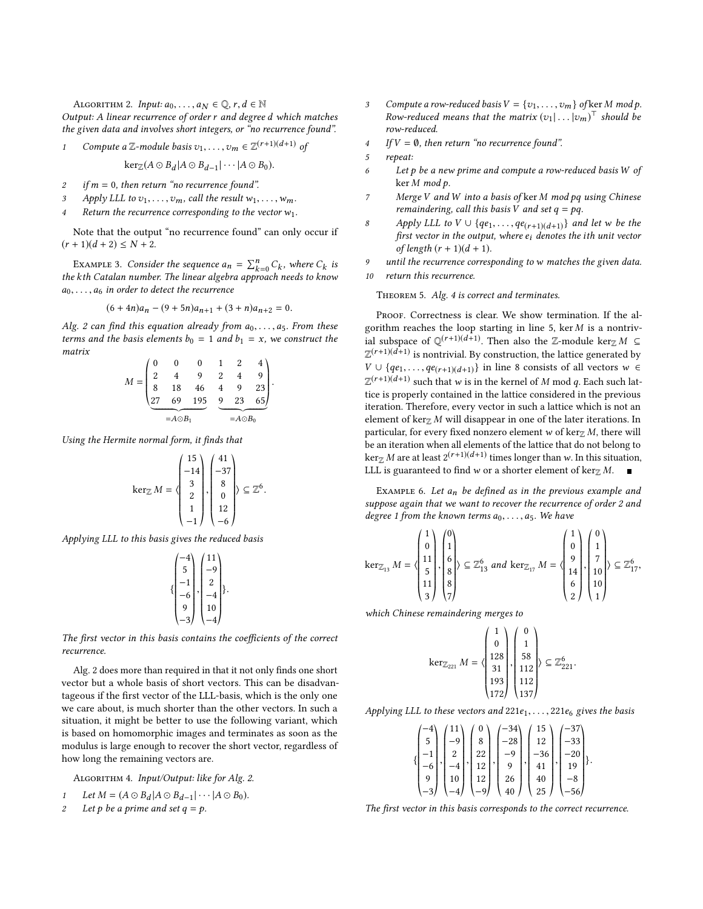Algorithm 2. *Input: $a_0, \dots, a_N \in \mathbb{Q}$, $r, d \in \mathbb{N}$*
*Output: A linear recurrence of order $r$ and degree $d$ which matches the given data and involves short integers, or "no recurrence found".*

1. *Compute a $\mathbb{Z}$-module basis $v_1, \dots, v_m \in \mathbb{Z}^{(r+1)(d+1)}$ of*
$$\ker_{\mathbb{Z}}(A \odot B_d | A \odot B_{d-1} | \cdots | A \odot B_0).$$
2. *if $m = 0$, then return "no recurrence found".*
3. *Apply LLL to $v_1, \dots, v_m$, call the result $w_1, \dots, w_m$.*
4. *Return the recurrence corresponding to the vector $w_1$.*

Note that the output "no recurrence found" can only occur if $(r+1)(d+2) \leq N+2$.

Example 3. *Consider the sequence $a_n = \sum_{k=0}^{n} C_k$, where $C_k$ is the $k$th Catalan number. The linear algebra approach needs to know $a_0, \dots, a_6$ in order to detect the recurrence*

$$(6+4n)a_n - (9+5n)a_{n+1} + (3+n)a_{n+2} = 0.$$

*Alg. 2 can find this equation already from $a_0, \dots, a_5$. From these terms and the basis elements $b_0 = 1$ and $b_1 = x$, we construct the matrix*

$$M = \begin{pmatrix} \underbrace{\begin{matrix} 0 & 0 & 0 \\ 2 & 4 & 9 \\ 8 & 18 & 46 \\ 27 & 69 & 195 \end{matrix}}_{=A\odot B_1} & \underbrace{\begin{matrix} 1 & 2 & 4 \\ 2 & 4 & 9 \\ 4 & 9 & 23 \\ 9 & 23 & 65 \end{matrix}}_{=A\odot B_0} \end{pmatrix}.$$

*Using the Hermite normal form, it finds that*

$$\ker_{\mathbb{Z}} M = \left\langle \begin{pmatrix} 15 \\ -14 \\ 3 \\ 2 \\ 1 \\ -1 \end{pmatrix}, \begin{pmatrix} 41 \\ -37 \\ 8 \\ 0 \\ 12 \\ -6 \end{pmatrix} \right\rangle \subseteq \mathbb{Z}^6.$$

*Applying LLL to this basis gives the reduced basis*

$$\left\{ \begin{pmatrix} -4 \\ 5 \\ -1 \\ -6 \\ 9 \\ -3 \end{pmatrix}, \begin{pmatrix} 11 \\ -9 \\ 2 \\ -4 \\ 10 \\ -4 \end{pmatrix} \right\}.$$

*The first vector in this basis contains the coefficients of the correct recurrence.*

Alg. 2 does more than required in that it not only finds one short vector but a whole basis of short vectors. This can be disadvantageous if the first vector of the LLL-basis, which is the only one we care about, is much shorter than the other vectors. In such a situation, it might be better to use the following variant, which is based on homomorphic images and terminates as soon as the modulus is large enough to recover the short vector, regardless of how long the remaining vectors are.

Algorithm 4. *Input/Output: like for Alg. 2.*

1. *Let $M = (A \odot B_d | A \odot B_{d-1} | \cdots | A \odot B_0)$.*
2. *Let $p$ be a prime and set $q = p$.*
3. *Compute a row-reduced basis $V = \{v_1, \dots, v_m\}$ of $\ker M \bmod p$. Row-reduced means that the matrix $(v_1 | \dots | v_m)^\top$ should be row-reduced.*
4. *If $V = \emptyset$, then return "no recurrence found".*
5. *repeat:*
6. *Let $p$ be a new prime and compute a row-reduced basis $W$ of $\ker M \bmod p$.*
7. *Merge $V$ and $W$ into a basis of $\ker M \bmod pq$ using Chinese remaindering, call this basis $V$ and set $q = pq$.*
8. *Apply LLL to $V \cup \{qe_1, \dots, qe_{(r+1)(d+1)}\}$ and let $w$ be the first vector in the output, where $e_i$ denotes the $i$th unit vector of length $(r+1)(d+1)$.*
9. *until the recurrence corresponding to $w$ matches the given data.*
10. *return this recurrence.*

Theorem 5. *Alg. 4 is correct and terminates.*

Proof. Correctness is clear. We show termination. If the algorithm reaches the loop starting in line 5, $\ker M$ is a nontrivial subspace of $\mathbb{Q}^{(r+1)(d+1)}$. Then also the $\mathbb{Z}$-module $\ker_{\mathbb{Z}} M \subseteq \mathbb{Z}^{(r+1)(d+1)}$ is nontrivial. By construction, the lattice generated by $V \cup \{qe_1, \dots, qe_{(r+1)(d+1)}\}$ in line 8 consists of all vectors $w \in \mathbb{Z}^{(r+1)(d+1)}$ such that $w$ is in the kernel of $M \bmod q$. Each such lattice is properly contained in the lattice considered in the previous iteration. Therefore, every vector in such a lattice which is not an element of $\ker_{\mathbb{Z}} M$ will disappear in one of the later iterations. In particular, for every fixed nonzero element $w$ of $\ker_{\mathbb{Z}} M$, there will be an iteration when all elements of the lattice that do not belong to $\ker_{\mathbb{Z}} M$ are at least $2^{(r+1)(d+1)}$ times longer than $w$. In this situation, LLL is guaranteed to find $w$ or a shorter element of $\ker_{\mathbb{Z}} M$. ∎

Example 6. *Let $a_n$ be defined as in the previous example and suppose again that we want to recover the recurrence of order 2 and degree 1 from the known terms $a_0, \dots, a_5$. We have*

$$\ker_{\mathbb{Z}_{13}} M = \left\langle \begin{pmatrix} 1 \\ 0 \\ 11 \\ 5 \\ 11 \\ 3 \end{pmatrix}, \begin{pmatrix} 0 \\ 1 \\ 6 \\ 8 \\ 8 \\ 7 \end{pmatrix} \right\rangle \subseteq \mathbb{Z}_{13}^6 \text{ and } \ker_{\mathbb{Z}_{17}} M = \left\langle \begin{pmatrix} 1 \\ 0 \\ 9 \\ 14 \\ 6 \\ 2 \end{pmatrix}, \begin{pmatrix} 0 \\ 1 \\ 7 \\ 10 \\ 10 \\ 1 \end{pmatrix} \right\rangle \subseteq \mathbb{Z}_{17}^6,$$

*which Chinese remaindering merges to*

$$\ker_{\mathbb{Z}_{221}} M = \left\langle \begin{pmatrix} 1 \\ 0 \\ 128 \\ 31 \\ 193 \\ 172 \end{pmatrix}, \begin{pmatrix} 0 \\ 1 \\ 58 \\ 112 \\ 112 \\ 137 \end{pmatrix} \right\rangle \subseteq \mathbb{Z}_{221}^6.$$

*Applying LLL to these vectors and $221e_1, \dots, 221e_6$ gives the basis*

$$\left\{ \begin{pmatrix} -4 \\ 5 \\ -1 \\ -6 \\ 9 \\ -3 \end{pmatrix}, \begin{pmatrix} 11 \\ -9 \\ 2 \\ -4 \\ 10 \\ -4 \end{pmatrix}, \begin{pmatrix} 0 \\ 8 \\ 22 \\ 12 \\ 12 \\ -9 \end{pmatrix}, \begin{pmatrix} -34 \\ -28 \\ -9 \\ 9 \\ 26 \\ 40 \end{pmatrix}, \begin{pmatrix} 15 \\ 12 \\ -36 \\ 41 \\ 40 \\ 25 \end{pmatrix}, \begin{pmatrix} -37 \\ -33 \\ -20 \\ 19 \\ -8 \\ -56 \end{pmatrix} \right\}.$$

*The first vector in this basis corresponds to the correct recurrence.*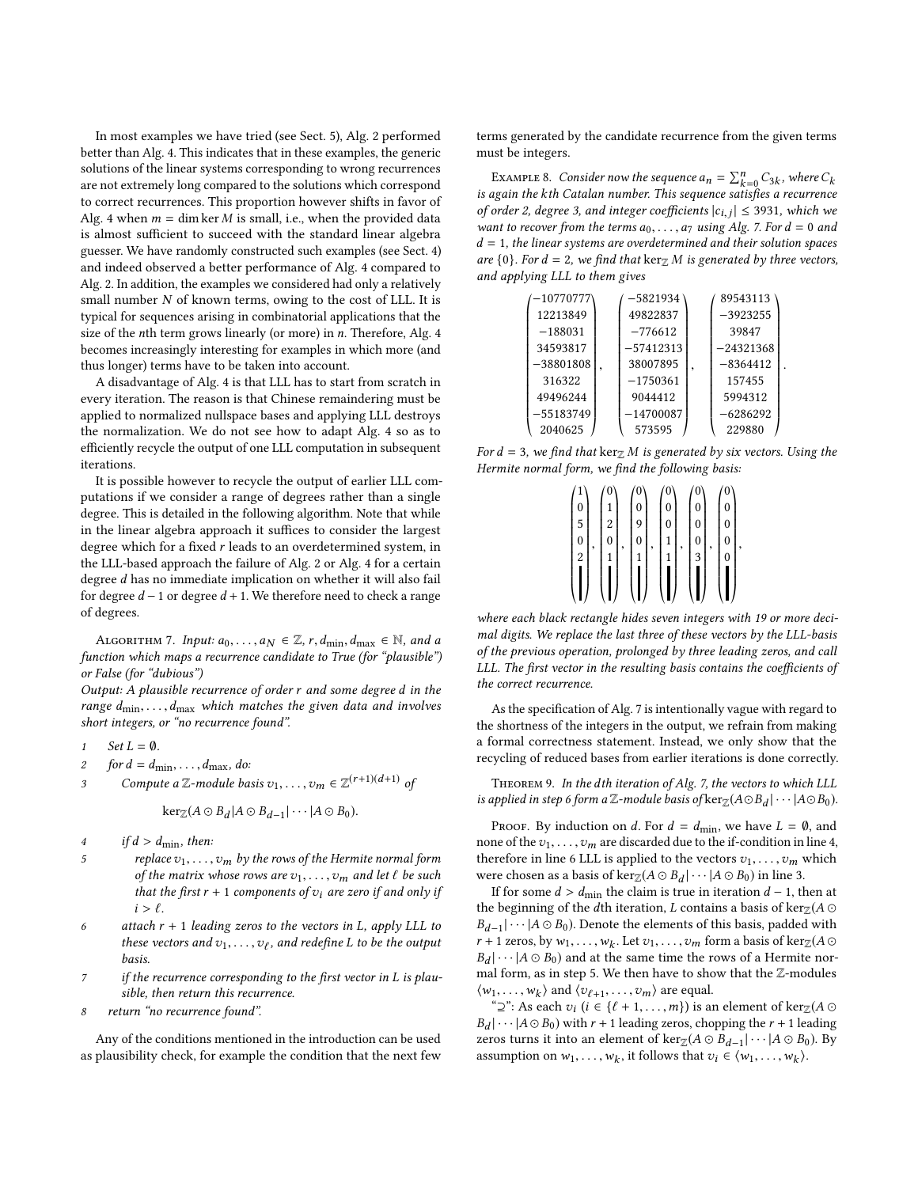In most examples we have tried (see Sect. 5), Alg. 2 performed better than Alg. 4. This indicates that in these examples, the generic solutions of the linear systems corresponding to wrong recurrences are not extremely long compared to the solutions which correspond to correct recurrences. This proportion however shifts in favor of Alg. 4 when $m = \dim \ker M$ is small, i.e., when the provided data is almost sufficient to succeed with the standard linear algebra guesser. We have randomly constructed such examples (see Sect. 4) and indeed observed a better performance of Alg. 4 compared to Alg. 2. In addition, the examples we considered had only a relatively small number $N$ of known terms, owing to the cost of LLL. It is typical for sequences arising in combinatorial applications that the size of the $n$th term grows linearly (or more) in $n$. Therefore, Alg. 4 becomes increasingly interesting for examples in which more (and thus longer) terms have to be taken into account.

A disadvantage of Alg. 4 is that LLL has to start from scratch in every iteration. The reason is that Chinese remaindering must be applied to normalized nullspace bases and applying LLL destroys the normalization. We do not see how to adapt Alg. 4 so as to efficiently recycle the output of one LLL computation in subsequent iterations.

It is possible however to recycle the output of earlier LLL computations if we consider a range of degrees rather than a single degree. This is detailed in the following algorithm. Note that while in the linear algebra approach it suffices to consider the largest degree which for a fixed $r$ leads to an overdetermined system, in the LLL-based approach the failure of Alg. 2 or Alg. 4 for a certain degree $d$ has no immediate implication on whether it will also fail for degree $d-1$ or degree $d+1$. We therefore need to check a range of degrees.

Algorithm 7. *Input: $a_0, \dots, a_N \in \mathbb{Z}$, $r, d_{\min}, d_{\max} \in \mathbb{N}$, and a function which maps a recurrence candidate to True (for "plausible") or False (for "dubious")*

*Output: A plausible recurrence of order $r$ and some degree $d$ in the range $d_{\min}, \dots, d_{\max}$ which matches the given data and involves short integers, or "no recurrence found".*

1. *Set $L = \emptyset$.*
2. *for $d = d_{\min}, \dots, d_{\max}$, do:*
3. *Compute a $\mathbb{Z}$-module basis $v_1, \dots, v_m \in \mathbb{Z}^{(r+1)(d+1)}$ of*
$$\ker_{\mathbb{Z}}(A \odot B_d | A \odot B_{d-1} | \cdots | A \odot B_0).$$
4. *if $d > d_{\min}$, then:*
5. *replace $v_1, \dots, v_m$ by the rows of the Hermite normal form of the matrix whose rows are $v_1, \dots, v_m$ and let $\ell$ be such that the first $r+1$ components of $v_i$ are zero if and only if $i > \ell$.*
6. *attach $r+1$ leading zeros to the vectors in $L$, apply LLL to these vectors and $v_1, \dots, v_\ell$, and redefine $L$ to be the output basis.*
7. *if the recurrence corresponding to the first vector in $L$ is plausible, then return this recurrence.*
8. *return "no recurrence found".*

Any of the conditions mentioned in the introduction can be used as plausibility check, for example the condition that the next few terms generated by the candidate recurrence from the given terms must be integers.

Example 8. *Consider now the sequence $a_n = \sum_{k=0}^{n} C_{3k}$, where $C_k$ is again the $k$th Catalan number. This sequence satisfies a recurrence of order 2, degree 3, and integer coefficients $|c_{i,j}| \leq 3931$, which we want to recover from the terms $a_0, \dots, a_7$ using Alg. 7. For $d = 0$ and $d = 1$, the linear systems are overdetermined and their solution spaces are $\{0\}$. For $d = 2$, we find that $\ker_{\mathbb{Z}} M$ is generated by three vectors, and applying LLL to them gives*

$$\begin{pmatrix} -10770777 \\ 12213849 \\ -188031 \\ 34593817 \\ -38801808 \\ 316322 \\ 49496244 \\ -55183749 \\ 2040625 \end{pmatrix}, \quad \begin{pmatrix} -5821934 \\ 49822837 \\ -776612 \\ -57412313 \\ 38007895 \\ -1750361 \\ 9044412 \\ -14700087 \\ 573595 \end{pmatrix}, \quad \begin{pmatrix} 89543113 \\ -3923255 \\ 39847 \\ -24321368 \\ -8364412 \\ 157455 \\ 5994312 \\ -6286292 \\ 229880 \end{pmatrix}.$$

*For $d = 3$, we find that $\ker_{\mathbb{Z}} M$ is generated by six vectors. Using the Hermite normal form, we find the following basis:*

$$\begin{pmatrix} 1 \\ 0 \\ 5 \\ 0 \\ 2 \\ \blacksquare \end{pmatrix}, \begin{pmatrix} 0 \\ 1 \\ 2 \\ 0 \\ 1 \\ \blacksquare \end{pmatrix}, \begin{pmatrix} 0 \\ 0 \\ 9 \\ 0 \\ 1 \\ \blacksquare \end{pmatrix}, \begin{pmatrix} 0 \\ 0 \\ 0 \\ 1 \\ 1 \\ \blacksquare \end{pmatrix}, \begin{pmatrix} 0 \\ 0 \\ 0 \\ 0 \\ 3 \\ \blacksquare \end{pmatrix}, \begin{pmatrix} 0 \\ 0 \\ 0 \\ 0 \\ 0 \\ \blacksquare \end{pmatrix},$$

*where each black rectangle hides seven integers with 19 or more decimal digits. We replace the last three of these vectors by the LLL-basis of the previous operation, prolonged by three leading zeros, and call LLL. The first vector in the resulting basis contains the coefficients of the correct recurrence.*

As the specification of Alg. 7 is intentionally vague with regard to the shortness of the integers in the output, we refrain from making a formal correctness statement. Instead, we only show that the recycling of reduced bases from earlier iterations is done correctly.

Theorem 9. *In the $d$th iteration of Alg. 7, the vectors to which LLL is applied in step 6 form a $\mathbb{Z}$-module basis of $\ker_{\mathbb{Z}}(A \odot B_d | \cdots | A \odot B_0)$.*

Proof. By induction on $d$. For $d = d_{\min}$, we have $L = \emptyset$, and none of the $v_1, \dots, v_m$ are discarded due to the if-condition in line 4, therefore in line 6 LLL is applied to the vectors $v_1, \dots, v_m$ which were chosen as a basis of $\ker_{\mathbb{Z}}(A \odot B_d | \cdots | A \odot B_0)$ in line 3.

If for some $d > d_{\min}$ the claim is true in iteration $d-1$, then at the beginning of the $d$th iteration, $L$ contains a basis of $\ker_{\mathbb{Z}}(A \odot B_{d-1} | \cdots | A \odot B_0)$. Denote the elements of this basis, padded with $r+1$ zeros, by $w_1, \dots, w_k$. Let $v_1, \dots, v_m$ form a basis of $\ker_{\mathbb{Z}}(A \odot B_d | \cdots | A \odot B_0)$ and at the same time the rows of a Hermite normal form, as in step 5. We then have to show that the $\mathbb{Z}$-modules $\langle w_1, \dots, w_k \rangle$ and $\langle v_{\ell+1}, \dots, v_m \rangle$ are equal.

"$\supseteq$": As each $v_i$ ($i \in \{\ell+1, \dots, m\}$) is an element of $\ker_{\mathbb{Z}}(A \odot B_d | \cdots | A \odot B_0)$ with $r+1$ leading zeros, chopping the $r+1$ leading zeros turns it into an element of $\ker_{\mathbb{Z}}(A \odot B_{d-1} | \cdots | A \odot B_0)$. By assumption on $w_1, \dots, w_k$, it follows that $v_i \in \langle w_1, \dots, w_k \rangle$.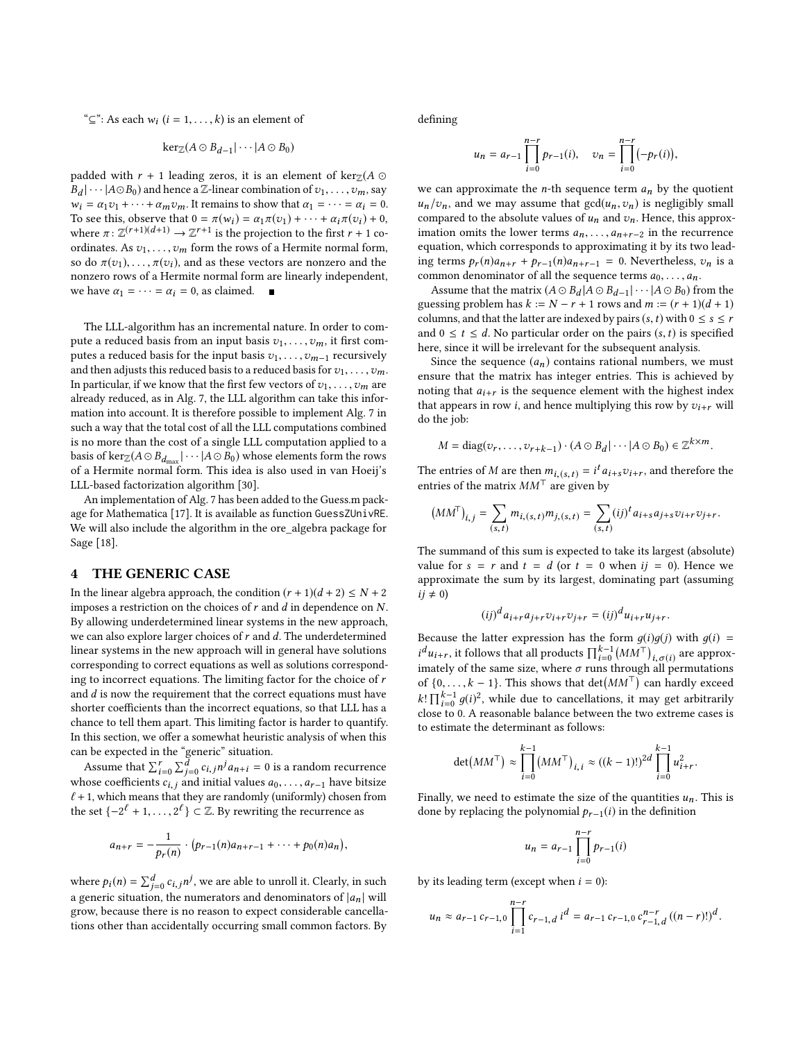"⊆": As each $w_i$ ($i = 1, \ldots, k$) is an element of

$$\ker_{\mathbb{Z}}(A \odot B_{d-1}|\cdots|A \odot B_0)$$

padded with $r+1$ leading zeros, it is an element of $\ker_{\mathbb{Z}}(A \odot B_d|\cdots|A \odot B_0)$ and hence a $\mathbb{Z}$-linear combination of $v_1, \ldots, v_m$, say $w_i = \alpha_1 v_1 + \cdots + \alpha_m v_m$. It remains to show that $\alpha_1 = \cdots = \alpha_i = 0$. To see this, observe that $0 = \pi(w_i) = \alpha_1 \pi(v_1) + \cdots + \alpha_i \pi(v_i) + 0$, where $\pi\colon \mathbb{Z}^{(r+1)(d+1)} \to \mathbb{Z}^{r+1}$ is the projection to the first $r+1$ coordinates. As $v_1, \ldots, v_m$ form the rows of a Hermite normal form, so do $\pi(v_1), \ldots, \pi(v_i)$, and as these vectors are nonzero and the nonzero rows of a Hermite normal form are linearly independent, we have $\alpha_1 = \cdots = \alpha_i = 0$, as claimed. ∎

The LLL-algorithm has an incremental nature. In order to compute a reduced basis from an input basis $v_1, \ldots, v_m$, it first computes a reduced basis for the input basis $v_1, \ldots, v_{m-1}$ recursively and then adjusts this reduced basis to a reduced basis for $v_1, \ldots, v_m$. In particular, if we know that the first few vectors of $v_1, \ldots, v_m$ are already reduced, as in Alg. 7, the LLL algorithm can take this information into account. It is therefore possible to implement Alg. 7 in such a way that the total cost of all the LLL computations combined is no more than the cost of a single LLL computation applied to a basis of $\ker_{\mathbb{Z}}(A \odot B_{d_{\max}}|\cdots|A \odot B_0)$ whose elements form the rows of a Hermite normal form. This idea is also used in van Hoeij's LLL-based factorization algorithm [30].

An implementation of Alg. 7 has been added to the Guess.m package for Mathematica [17]. It is available as function GuessZUnivRE. We will also include the algorithm in the ore_algebra package for Sage [18].

# 4 THE GENERIC CASE

In the linear algebra approach, the condition $(r+1)(d+2) \leq N+2$ imposes a restriction on the choices of $r$ and $d$ in dependence on $N$. By allowing underdetermined linear systems in the new approach, we can also explore larger choices of $r$ and $d$. The underdetermined linear systems in the new approach will in general have solutions corresponding to correct equations as well as solutions corresponding to incorrect equations. The limiting factor for the choice of $r$ and $d$ is now the requirement that the correct equations must have shorter coefficients than the incorrect equations, so that LLL has a chance to tell them apart. This limiting factor is harder to quantify. In this section, we offer a somewhat heuristic analysis of when this can be expected in the "generic" situation.

Assume that $\sum_{i=0}^{r}\sum_{j=0}^{d} c_{i,j} n^j a_{n+i} = 0$ is a random recurrence whose coefficients $c_{i,j}$ and initial values $a_0, \ldots, a_{r-1}$ have bitsize $\ell + 1$, which means that they are randomly (uniformly) chosen from the set $\{-2^\ell + 1, \ldots, 2^\ell\} \subset \mathbb{Z}$. By rewriting the recurrence as

$$a_{n+r} = -\frac{1}{p_r(n)} \cdot \big(p_{r-1}(n)a_{n+r-1} + \cdots + p_0(n)a_n\big),$$

where $p_i(n) = \sum_{j=0}^{d} c_{i,j} n^j$, we are able to unroll it. Clearly, in such a generic situation, the numerators and denominators of $|a_n|$ will grow, because there is no reason to expect considerable cancellations other than accidentally occurring small common factors. By defining

$$u_n = a_{r-1} \prod_{i=0}^{n-r} p_{r-1}(i), \quad v_n = \prod_{i=0}^{n-r} \big(-p_r(i)\big),$$

we can approximate the $n$-th sequence term $a_n$ by the quotient $u_n/v_n$, and we may assume that $\gcd(u_n, v_n)$ is negligibly small compared to the absolute values of $u_n$ and $v_n$. Hence, this approximation omits the lower terms $a_n, \ldots, a_{n+r-2}$ in the recurrence equation, which corresponds to approximating it by its two leading terms $p_r(n)a_{n+r} + p_{r-1}(n)a_{n+r-1} = 0$. Nevertheless, $v_n$ is a common denominator of all the sequence terms $a_0, \ldots, a_n$.

Assume that the matrix $(A \odot B_d|A \odot B_{d-1}|\cdots|A \odot B_0)$ from the guessing problem has $k := N - r + 1$ rows and $m := (r+1)(d+1)$ columns, and that the latter are indexed by pairs $(s,t)$ with $0 \leq s \leq r$ and $0 \leq t \leq d$. No particular order on the pairs $(s,t)$ is specified here, since it will be irrelevant for the subsequent analysis.

Since the sequence $(a_n)$ contains rational numbers, we must ensure that the matrix has integer entries. This is achieved by noting that $a_{i+r}$ is the sequence element with the highest index that appears in row $i$, and hence multiplying this row by $v_{i+r}$ will do the job:

$$M = \operatorname{diag}(v_r, \ldots, v_{r+k-1}) \cdot (A \odot B_d|\cdots|A \odot B_0) \in \mathbb{Z}^{k \times m}.$$

The entries of $M$ are then $m_{i,(s,t)} = i^t a_{i+s} v_{i+r}$, and therefore the entries of the matrix $MM^\top$ are given by

$$\big(MM^\top\big)_{i,j} = \sum_{(s,t)} m_{i,(s,t)} m_{j,(s,t)} = \sum_{(s,t)} (ij)^t a_{i+s} a_{j+s} v_{i+r} v_{j+r}.$$

The summand of this sum is expected to take its largest (absolute) value for $s = r$ and $t = d$ (or $t = 0$ when $ij = 0$). Hence we approximate the sum by its largest, dominating part (assuming $ij \neq 0$)

$$(ij)^d a_{i+r} a_{j+r} v_{i+r} v_{j+r} = (ij)^d u_{i+r} u_{j+r}.$$

Because the latter expression has the form $g(i)g(j)$ with $g(i) = i^d u_{i+r}$, it follows that all products $\prod_{i=0}^{k-1}\big(MM^\top\big)_{i,\sigma(i)}$ are approximately of the same size, where $\sigma$ runs through all permutations of $\{0, \ldots, k-1\}$. This shows that $\det\big(MM^\top\big)$ can hardly exceed $k! \prod_{i=0}^{k-1} g(i)^2$, while due to cancellations, it may get arbitrarily close to 0. A reasonable balance between the two extreme cases is to estimate the determinant as follows:

$$\det\big(MM^\top\big) \approx \prod_{i=0}^{k-1}\big(MM^\top\big)_{i,i} \approx ((k-1)!)^{2d} \prod_{i=0}^{k-1} u_{i+r}^2.$$

Finally, we need to estimate the size of the quantities $u_n$. This is done by replacing the polynomial $p_{r-1}(i)$ in the definition

$$u_n = a_{r-1} \prod_{i=0}^{n-r} p_{r-1}(i)$$

by its leading term (except when $i = 0$):

$$u_n \approx a_{r-1}\, c_{r-1,0} \prod_{i=1}^{n-r} c_{r-1,d}\, i^d = a_{r-1}\, c_{r-1,0}\, c_{r-1,d}^{n-r}\, ((n-r)!)^d.$$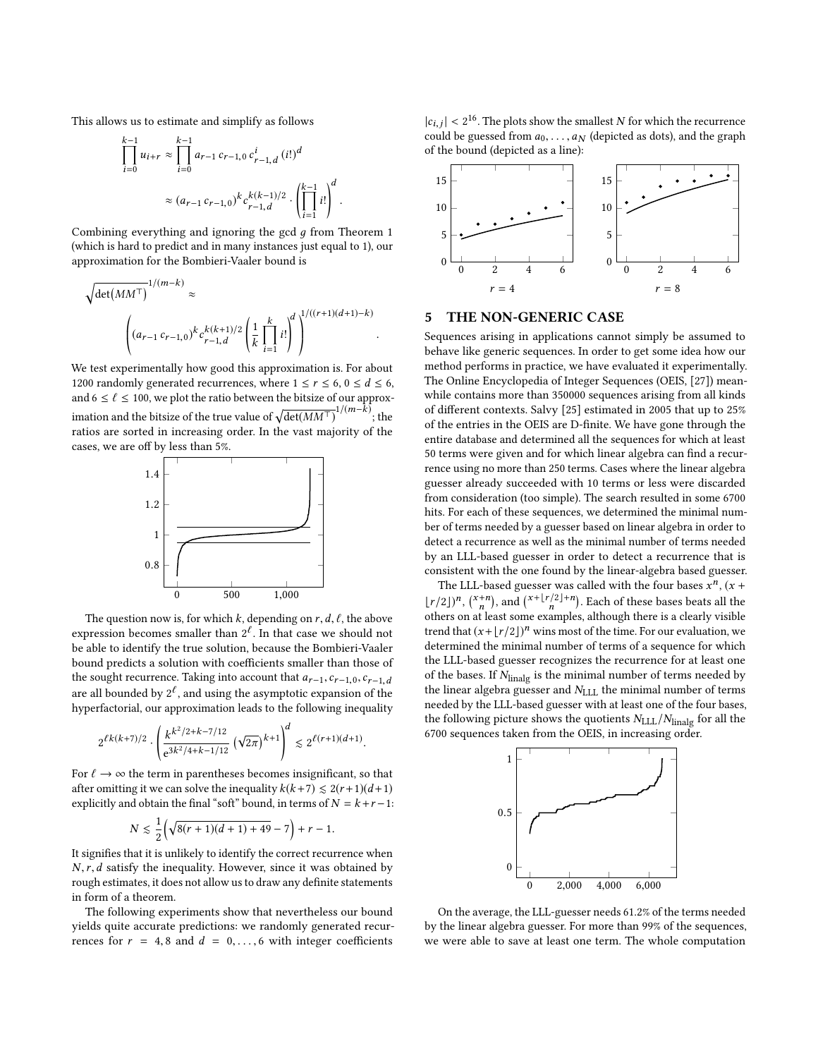This allows us to estimate and simplify as follows

$$\prod_{i=0}^{k-1} u_{i+r} \approx \prod_{i=0}^{k-1} a_{r-1}\, c_{r-1,0}\, c_{r-1,d}^{i}\, (i!)^d$$

$$\approx (a_{r-1}\, c_{r-1,0})^k\, c_{r-1,d}^{k(k-1)/2} \cdot \left(\prod_{i=1}^{k-1} i!\right)^d.$$

Combining everything and ignoring the gcd $g$ from Theorem 1 (which is hard to predict and in many instances just equal to 1), our approximation for the Bombieri-Vaaler bound is

$$\sqrt{\det\left(MM^\top\right)}^{1/(m-k)} \approx$$

$$\left((a_{r-1}\, c_{r-1,0})^k\, c_{r-1,d}^{k(k+1)/2} \left(\frac{1}{k}\prod_{i=1}^{k} i!\right)^d\right)^{1/((r+1)(d+1)-k)}.$$

We test experimentally how good this approximation is. For about 1200 randomly generated recurrences, where $1 \leq r \leq 6$, $0 \leq d \leq 6$, and $6 \leq \ell \leq 100$, we plot the ratio between the bitsize of our approximation and the bitsize of the true value of $\sqrt{\det(MM^\top)}^{1/(m-k)}$; the ratios are sorted in increasing order. In the vast majority of the cases, we are off by less than 5%.

The question now is, for which $k$, depending on $r, d, \ell$, the above expression becomes smaller than $2^\ell$. In that case we should not be able to identify the true solution, because the Bombieri-Vaaler bound predicts a solution with coefficients smaller than those of the sought recurrence. Taking into account that $a_{r-1}, c_{r-1,0}, c_{r-1,d}$ are all bounded by $2^\ell$, and using the asymptotic expansion of the hyperfactorial, our approximation leads to the following inequality

$$2^{\ell k(k+7)/2} \cdot \left(\frac{k^{k^2/2+k-7/12}}{\mathrm{e}^{3k^2/4+k-1/12}}\left(\sqrt{2\pi}\right)^{k+1}\right)^d \lesssim 2^{\ell(r+1)(d+1)}.$$

For $\ell \to \infty$ the term in parentheses becomes insignificant, so that after omitting it we can solve the inequality $k(k+7) \lesssim 2(r+1)(d+1)$ explicitly and obtain the final "soft" bound, in terms of $N = k+r-1$:

$$N \lesssim \frac{1}{2}\left(\sqrt{8(r+1)(d+1)+49} - 7\right) + r - 1.$$

It signifies that it is unlikely to identify the correct recurrence when $N, r, d$ satisfy the inequality. However, since it was obtained by rough estimates, it does not allow us to draw any definite statements in form of a theorem.

The following experiments show that nevertheless our bound yields quite accurate predictions: we randomly generated recurrences for $r = 4, 8$ and $d = 0, \ldots, 6$ with integer coefficients $|c_{i,j}| < 2^{16}$. The plots show the smallest $N$ for which the recurrence could be guessed from $a_0, \ldots, a_N$ (depicted as dots), and the graph of the bound (depicted as a line):

$r = 4$ $\qquad$ $r = 8$

## 5 THE NON-GENERIC CASE

Sequences arising in applications cannot simply be assumed to behave like generic sequences. In order to get some idea how our method performs in practice, we have evaluated it experimentally. The Online Encyclopedia of Integer Sequences (OEIS, [27]) meanwhile contains more than 350000 sequences arising from all kinds of different contexts. Salvy [25] estimated in 2005 that up to 25% of the entries in the OEIS are D-finite. We have gone through the entire database and determined all the sequences for which at least 50 terms were given and for which linear algebra can find a recurrence using no more than 250 terms. Cases where the linear algebra guesser already succeeded with 10 terms or less were discarded from consideration (too simple). The search resulted in some 6700 hits. For each of these sequences, we determined the minimal number of terms needed by a guesser based on linear algebra in order to detect a recurrence as well as the minimal number of terms needed by an LLL-based guesser in order to detect a recurrence that is consistent with the one found by the linear-algebra based guesser.

The LLL-based guesser was called with the four bases $x^n$, $(x + \lfloor r/2\rfloor)^n$, $\binom{x+n}{n}$, and $\binom{x+\lfloor r/2\rfloor+n}{n}$. Each of these bases beats all the others on at least some examples, although there is a clearly visible trend that $(x+\lfloor r/2\rfloor)^n$ wins most of the time. For our evaluation, we determined the minimal number of terms of a sequence for which the LLL-based guesser recognizes the recurrence for at least one of the bases. If $N_{\text{linalg}}$ is the minimal number of terms needed by the linear algebra guesser and $N_{\text{LLL}}$ the minimal number of terms needed by the LLL-based guesser with at least one of the four bases, the following picture shows the quotients $N_{\text{LLL}}/N_{\text{linalg}}$ for all the 6700 sequences taken from the OEIS, in increasing order.

On the average, the LLL-guesser needs 61.2% of the terms needed by the linear algebra guesser. For more than 99% of the sequences, we were able to save at least one term. The whole computation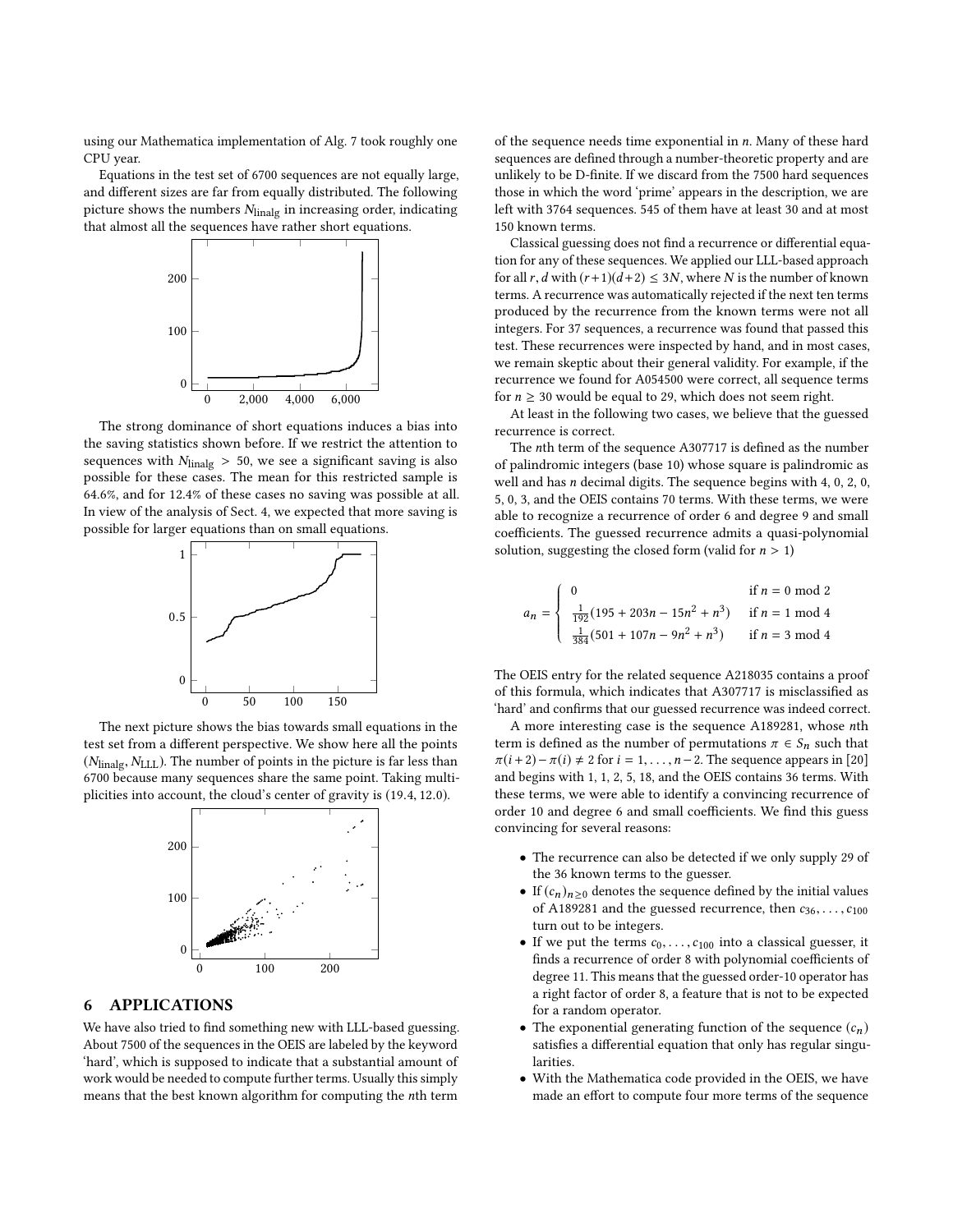using our Mathematica implementation of Alg. 7 took roughly one CPU year.

Equations in the test set of 6700 sequences are not equally large, and different sizes are far from equally distributed. The following picture shows the numbers $N_{\text{linalg}}$ in increasing order, indicating that almost all the sequences have rather short equations.

The strong dominance of short equations induces a bias into the saving statistics shown before. If we restrict the attention to sequences with $N_{\text{linalg}} > 50$, we see a significant saving is also possible for these cases. The mean for this restricted sample is 64.6%, and for 12.4% of these cases no saving was possible at all. In view of the analysis of Sect. 4, we expected that more saving is possible for larger equations than on small equations.

The next picture shows the bias towards small equations in the test set from a different perspective. We show here all the points $(N_{\text{linalg}}, N_{\text{LLL}})$. The number of points in the picture is far less than 6700 because many sequences share the same point. Taking multiplicities into account, the cloud's center of gravity is (19.4, 12.0).

## 6 APPLICATIONS

We have also tried to find something new with LLL-based guessing. About 7500 of the sequences in the OEIS are labeled by the keyword 'hard', which is supposed to indicate that a substantial amount of work would be needed to compute further terms. Usually this simply means that the best known algorithm for computing the $n$th term of the sequence needs time exponential in $n$. Many of these hard sequences are defined through a number-theoretic property and are unlikely to be D-finite. If we discard from the 7500 hard sequences those in which the word 'prime' appears in the description, we are left with 3764 sequences. 545 of them have at least 30 and at most 150 known terms.

Classical guessing does not find a recurrence or differential equation for any of these sequences. We applied our LLL-based approach for all $r, d$ with $(r+1)(d+2) \leq 3N$, where $N$ is the number of known terms. A recurrence was automatically rejected if the next ten terms produced by the recurrence from the known terms were not all integers. For 37 sequences, a recurrence was found that passed this test. These recurrences were inspected by hand, and in most cases, we remain skeptic about their general validity. For example, if the recurrence we found for A054500 were correct, all sequence terms for $n \geq 30$ would be equal to 29, which does not seem right.

At least in the following two cases, we believe that the guessed recurrence is correct.

The $n$th term of the sequence A307717 is defined as the number of palindromic integers (base 10) whose square is palindromic as well and has $n$ decimal digits. The sequence begins with 4, 0, 2, 0, 5, 0, 3, and the OEIS contains 70 terms. With these terms, we were able to recognize a recurrence of order 6 and degree 9 and small coefficients. The guessed recurrence admits a quasi-polynomial solution, suggesting the closed form (valid for $n > 1$)

$$a_n = \begin{cases} 0 & \text{if } n = 0 \bmod 2 \\ \frac{1}{192}(195 + 203n - 15n^2 + n^3) & \text{if } n = 1 \bmod 4 \\ \frac{1}{384}(501 + 107n - 9n^2 + n^3) & \text{if } n = 3 \bmod 4 \end{cases}$$

The OEIS entry for the related sequence A218035 contains a proof of this formula, which indicates that A307717 is misclassified as 'hard' and confirms that our guessed recurrence was indeed correct.

A more interesting case is the sequence A189281, whose $n$th term is defined as the number of permutations $\pi \in S_n$ such that $\pi(i+2) - \pi(i) \neq 2$ for $i = 1, \dots, n-2$. The sequence appears in [20] and begins with 1, 1, 2, 5, 18, and the OEIS contains 36 terms. With these terms, we were able to identify a convincing recurrence of order 10 and degree 6 and small coefficients. We find this guess convincing for several reasons:

- The recurrence can also be detected if we only supply 29 of the 36 known terms to the guesser.
- If $(c_n)_{n\geq 0}$ denotes the sequence defined by the initial values of A189281 and the guessed recurrence, then $c_{36}, \dots, c_{100}$ turn out to be integers.
- If we put the terms $c_0, \dots, c_{100}$ into a classical guesser, it finds a recurrence of order 8 with polynomial coefficients of degree 11. This means that the guessed order-10 operator has a right factor of order 8, a feature that is not to be expected for a random operator.
- The exponential generating function of the sequence $(c_n)$ satisfies a differential equation that only has regular singularities.
- With the Mathematica code provided in the OEIS, we have made an effort to compute four more terms of the sequence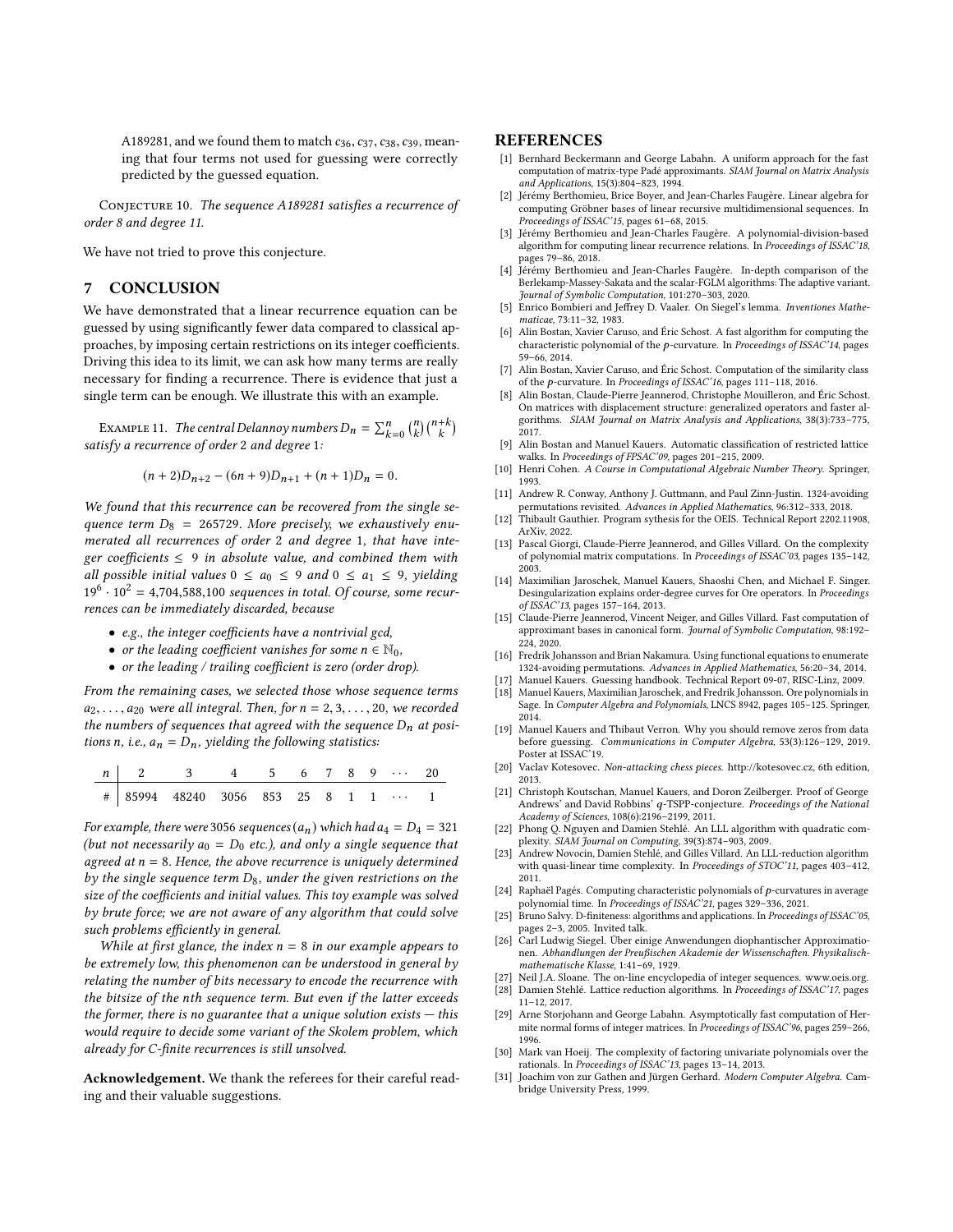A189281, and we found them to match $c_{36}, c_{37}, c_{38}, c_{39}$, meaning that four terms not used for guessing were correctly predicted by the guessed equation.

Conjecture 10. *The sequence A189281 satisfies a recurrence of order 8 and degree 11.*

We have not tried to prove this conjecture.

## 7 CONCLUSION

We have demonstrated that a linear recurrence equation can be guessed by using significantly fewer data compared to classical approaches, by imposing certain restrictions on its integer coefficients. Driving this idea to its limit, we can ask how many terms are really necessary for finding a recurrence. There is evidence that just a single term can be enough. We illustrate this with an example.

Example 11. *The central Delannoy numbers $D_n = \sum_{k=0}^{n} \binom{n}{k}\binom{n+k}{k}$ satisfy a recurrence of order 2 and degree 1:*

$$(n+2)D_{n+2} - (6n+9)D_{n+1} + (n+1)D_n = 0.$$

*We found that this recurrence can be recovered from the single sequence term $D_8 = 265729$. More precisely, we exhaustively enumerated all recurrences of order 2 and degree 1, that have integer coefficients $\leq 9$ in absolute value, and combined them with all possible initial values $0 \leq a_0 \leq 9$ and $0 \leq a_1 \leq 9$, yielding $19^6 \cdot 10^2 = 4{,}704{,}588{,}100$ sequences in total. Of course, some recurrences can be immediately discarded, because*

- *e.g., the integer coefficients have a nontrivial gcd,*
- *or the leading coefficient vanishes for some $n \in \mathbb{N}_0$,*
- *or the leading / trailing coefficient is zero (order drop).*

*From the remaining cases, we selected those whose sequence terms $a_2, \ldots, a_{20}$ were all integral. Then, for $n = 2, 3, \ldots, 20$, we recorded the numbers of sequences that agreed with the sequence $D_n$ at positions $n$, i.e., $a_n = D_n$, yielding the following statistics:*

| $n$ | 2 | 3 | 4 | 5 | 6 | 7 | 8 | 9 | $\cdots$ | 20 |
|---|---|---|---|---|---|---|---|---|---|---|
| # | 85994 | 48240 | 3056 | 853 | 25 | 8 | 1 | 1 | $\cdots$ | 1 |

*For example, there were 3056 sequences $(a_n)$ which had $a_4 = D_4 = 321$ (but not necessarily $a_0 = D_0$ etc.), and only a single sequence that agreed at $n = 8$. Hence, the above recurrence is uniquely determined by the single sequence term $D_8$, under the given restrictions on the size of the coefficients and initial values. This toy example was solved by brute force; we are not aware of any algorithm that could solve such problems efficiently in general.*

*While at first glance, the index $n = 8$ in our example appears to be extremely low, this phenomenon can be understood in general by relating the number of bits necessary to encode the recurrence with the bitsize of the $n$th sequence term. But even if the latter exceeds the former, there is no guarantee that a unique solution exists — this would require to decide some variant of the Skolem problem, which already for C-finite recurrences is still unsolved.*

**Acknowledgement.** We thank the referees for their careful reading and their valuable suggestions.

## REFERENCES

[1] Bernhard Beckermann and George Labahn. A uniform approach for the fast computation of matrix-type Padé approximants. *SIAM Journal on Matrix Analysis and Applications*, 15(3):804–823, 1994.

[2] Jérémy Berthomieu, Brice Boyer, and Jean-Charles Faugère. Linear algebra for computing Gröbner bases of linear recursive multidimensional sequences. In *Proceedings of ISSAC'15*, pages 61–68, 2015.

[3] Jérémy Berthomieu and Jean-Charles Faugère. A polynomial-division-based algorithm for computing linear recurrence relations. In *Proceedings of ISSAC'18*, pages 79–86, 2018.

[4] Jérémy Berthomieu and Jean-Charles Faugère. In-depth comparison of the Berlekamp-Massey-Sakata and the scalar-FGLM algorithms: The adaptive variant. *Journal of Symbolic Computation*, 101:270–303, 2020.

[5] Enrico Bombieri and Jeffrey D. Vaaler. On Siegel's lemma. *Inventiones Mathematicae*, 73:11–32, 1983.

[6] Alin Bostan, Xavier Caruso, and Éric Schost. A fast algorithm for computing the characteristic polynomial of the $p$-curvature. In *Proceedings of ISSAC'14*, pages 59–66, 2014.

[7] Alin Bostan, Xavier Caruso, and Éric Schost. Computation of the similarity class of the $p$-curvature. In *Proceedings of ISSAC'16*, pages 111–118, 2016.

[8] Alin Bostan, Claude-Pierre Jeannerod, Christophe Mouilleron, and Éric Schost. On matrices with displacement structure: generalized operators and faster algorithms. *SIAM Journal on Matrix Analysis and Applications*, 38(3):733–775, 2017.

[9] Alin Bostan and Manuel Kauers. Automatic classification of restricted lattice walks. In *Proceedings of FPSAC'09*, pages 201–215, 2009.

[10] Henri Cohen. *A Course in Computational Algebraic Number Theory*. Springer, 1993.

[11] Andrew R. Conway, Anthony J. Guttmann, and Paul Zinn-Justin. 1324-avoiding permutations revisited. *Advances in Applied Mathematics*, 96:312–333, 2018.

[12] Thibault Gauthier. Program sythesis for the OEIS. Technical Report 2202.11908, ArXiv, 2022.

[13] Pascal Giorgi, Claude-Pierre Jeannerod, and Gilles Villard. On the complexity of polynomial matrix computations. In *Proceedings of ISSAC'03*, pages 135–142, 2003.

[14] Maximilian Jaroschek, Manuel Kauers, Shaoshi Chen, and Michael F. Singer. Desingularization explains order-degree curves for Ore operators. In *Proceedings of ISSAC'13*, pages 157–164, 2013.

[15] Claude-Pierre Jeannerod, Vincent Neiger, and Gilles Villard. Fast computation of approximant bases in canonical form. *Journal of Symbolic Computation*, 98:192–224, 2020.

[16] Fredrik Johansson and Brian Nakamura. Using functional equations to enumerate 1324-avoiding permutations. *Advances in Applied Mathematics*, 56:20–34, 2014.

[17] Manuel Kauers. Guessing handbook. Technical Report 09-07, RISC-Linz, 2009.

[18] Manuel Kauers, Maximilian Jaroschek, and Fredrik Johansson. Ore polynomials in Sage. In *Computer Algebra and Polynomials*, LNCS 8942, pages 105–125. Springer, 2014.

[19] Manuel Kauers and Thibaut Verron. Why you should remove zeros from data before guessing. *Communications in Computer Algebra*, 53(3):126–129, 2019. Poster at ISSAC'19.

[20] Vaclav Kotesovec. *Non-attacking chess pieces*. http://kotesovec.cz, 6th edition, 2013.

[21] Christoph Koutschan, Manuel Kauers, and Doron Zeilberger. Proof of George Andrews' and David Robbins' $q$-TSPP-conjecture. *Proceedings of the National Academy of Sciences*, 108(6):2196–2199, 2011.

[22] Phong Q. Nguyen and Damien Stehlé. An LLL algorithm with quadratic complexity. *SIAM Journal on Computing*, 39(3):874–903, 2009.

[23] Andrew Novocin, Damien Stehlé, and Gilles Villard. An LLL-reduction algorithm with quasi-linear time complexity. In *Proceedings of STOC'11*, pages 403–412, 2011.

[24] Raphaël Pagès. Computing characteristic polynomials of $p$-curvatures in average polynomial time. In *Proceedings of ISSAC'21*, pages 329–336, 2021.

[25] Bruno Salvy. D-finiteness: algorithms and applications. In *Proceedings of ISSAC'05*, pages 2–3, 2005. Invited talk.

[26] Carl Ludwig Siegel. Über einige Anwendungen diophantischer Approximationen. *Abhandlungen der Preußischen Akademie der Wissenschaften. Physikalisch-mathematische Klasse*, 1:41–69, 1929.

[27] Neil J.A. Sloane. The on-line encyclopedia of integer sequences. www.oeis.org.

[28] Damien Stehlé. Lattice reduction algorithms. In *Proceedings of ISSAC'17*, pages 11–12, 2017.

[29] Arne Storjohann and George Labahn. Asymptotically fast computation of Hermite normal forms of integer matrices. In *Proceedings of ISSAC'96*, pages 259–266, 1996.

[30] Mark van Hoeij. The complexity of factoring univariate polynomials over the rationals. In *Proceedings of ISSAC'13*, pages 13–14, 2013.

[31] Joachim von zur Gathen and Jürgen Gerhard. *Modern Computer Algebra*. Cambridge University Press, 1999.